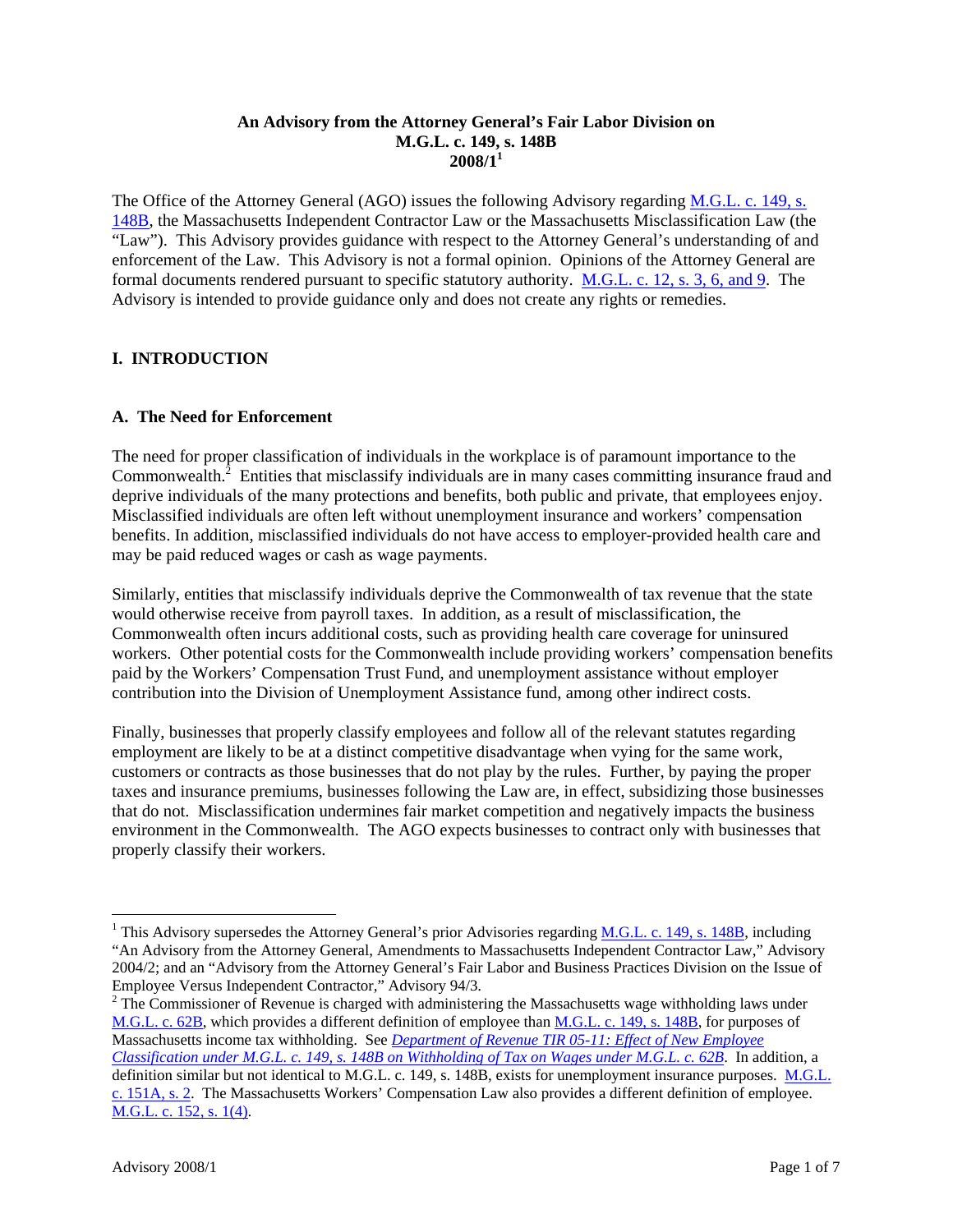**An Advisory from the Attorney General's Fair Labor Division on M.G.L. c. 149, s. 148B 2008/1**[1]

The Office of the Attorney General (AGO) issues the following Advisory regarding M.G.L. c. 149, s. 148B, the Massachusetts Independent Contractor Law or the Massachusetts Misclassification Law (the "Law"). This Advisory provides guidance with respect to the Attorney General's understanding of and enforcement of the Law. This Advisory is not a formal opinion. Opinions of the Attorney General are formal documents rendered pursuant to specific statutory authority. M.G.L. c. 12, s. 3, 6, and 9. The Advisory is intended to provide guidance only and does not create any rights or remedies.

## I. INTRODUCTION

### A. The Need for Enforcement

The need for proper classification of individuals in the workplace is of paramount importance to the Commonwealth.[2] Entities that misclassify individuals are in many cases committing insurance fraud and deprive individuals of the many protections and benefits, both public and private, that employees enjoy. Misclassified individuals are often left without unemployment insurance and workers' compensation benefits. In addition, misclassified individuals do not have access to employer-provided health care and may be paid reduced wages or cash as wage payments.

Similarly, entities that misclassify individuals deprive the Commonwealth of tax revenue that the state would otherwise receive from payroll taxes. In addition, as a result of misclassification, the Commonwealth often incurs additional costs, such as providing health care coverage for uninsured workers. Other potential costs for the Commonwealth include providing workers' compensation benefits paid by the Workers' Compensation Trust Fund, and unemployment assistance without employer contribution into the Division of Unemployment Assistance fund, among other indirect costs.

Finally, businesses that properly classify employees and follow all of the relevant statutes regarding employment are likely to be at a distinct competitive disadvantage when vying for the same work, customers or contracts as those businesses that do not play by the rules. Further, by paying the proper taxes and insurance premiums, businesses following the Law are, in effect, subsidizing those businesses that do not. Misclassification undermines fair market competition and negatively impacts the business environment in the Commonwealth. The AGO expects businesses to contract only with businesses that properly classify their workers.

---

[1] This Advisory supersedes the Attorney General's prior Advisories regarding M.G.L. c. 149, s. 148B, including "An Advisory from the Attorney General, Amendments to Massachusetts Independent Contractor Law," Advisory 2004/2; and an "Advisory from the Attorney General's Fair Labor and Business Practices Division on the Issue of Employee Versus Independent Contractor," Advisory 94/3.

[2] The Commissioner of Revenue is charged with administering the Massachusetts wage withholding laws under M.G.L. c. 62B, which provides a different definition of employee than M.G.L. c. 149, s. 148B, for purposes of Massachusetts income tax withholding. See *Department of Revenue TIR 05-11: Effect of New Employee Classification under M.G.L. c. 149, s. 148B on Withholding of Tax on Wages under M.G.L. c. 62B*. In addition, a definition similar but not identical to M.G.L. c. 149, s. 148B, exists for unemployment insurance purposes. M.G.L. c. 151A, s. 2. The Massachusetts Workers' Compensation Law also provides a different definition of employee. M.G.L. c. 152, s. 1(4).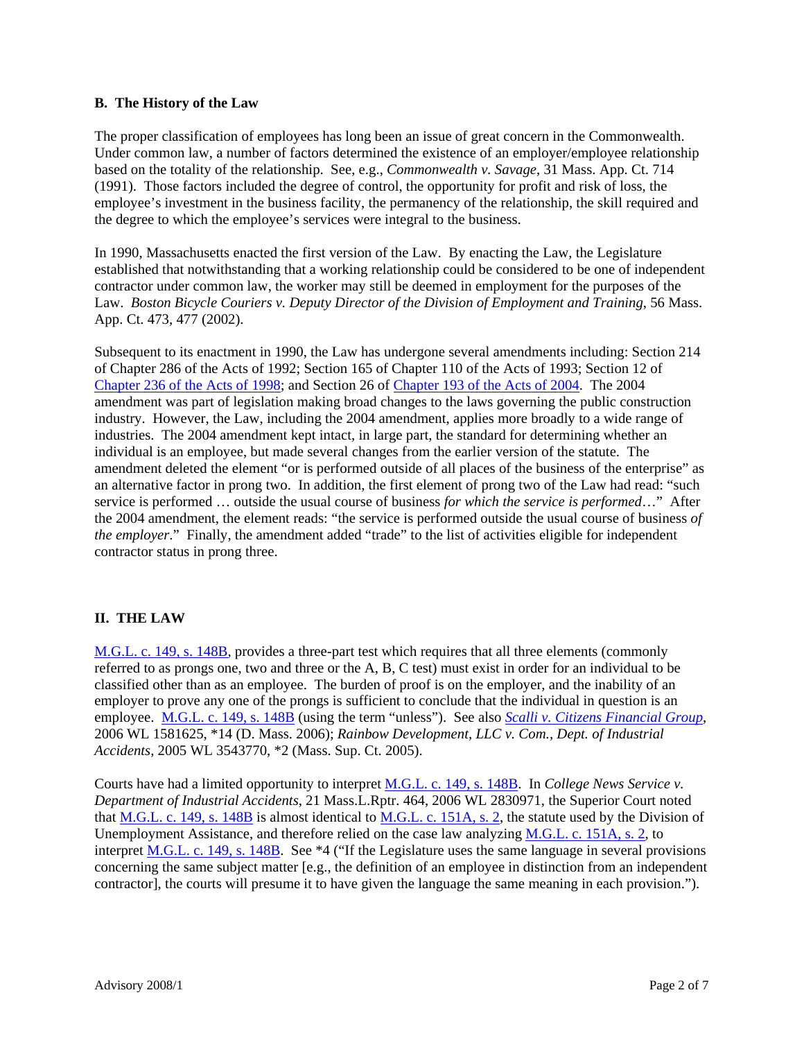### B. The History of the Law

The proper classification of employees has long been an issue of great concern in the Commonwealth. Under common law, a number of factors determined the existence of an employer/employee relationship based on the totality of the relationship. See, e.g., *Commonwealth v. Savage*, 31 Mass. App. Ct. 714 (1991). Those factors included the degree of control, the opportunity for profit and risk of loss, the employee's investment in the business facility, the permanency of the relationship, the skill required and the degree to which the employee's services were integral to the business.

In 1990, Massachusetts enacted the first version of the Law. By enacting the Law, the Legislature established that notwithstanding that a working relationship could be considered to be one of independent contractor under common law, the worker may still be deemed in employment for the purposes of the Law. *Boston Bicycle Couriers v. Deputy Director of the Division of Employment and Training*, 56 Mass. App. Ct. 473, 477 (2002).

Subsequent to its enactment in 1990, the Law has undergone several amendments including: Section 214 of Chapter 286 of the Acts of 1992; Section 165 of Chapter 110 of the Acts of 1993; Section 12 of Chapter 236 of the Acts of 1998; and Section 26 of Chapter 193 of the Acts of 2004. The 2004 amendment was part of legislation making broad changes to the laws governing the public construction industry. However, the Law, including the 2004 amendment, applies more broadly to a wide range of industries. The 2004 amendment kept intact, in large part, the standard for determining whether an individual is an employee, but made several changes from the earlier version of the statute. The amendment deleted the element "or is performed outside of all places of the business of the enterprise" as an alternative factor in prong two. In addition, the first element of prong two of the Law had read: "such service is performed … outside the usual course of business *for which the service is performed*…" After the 2004 amendment, the element reads: "the service is performed outside the usual course of business *of the employer*." Finally, the amendment added "trade" to the list of activities eligible for independent contractor status in prong three.

## II. THE LAW

M.G.L. c. 149, s. 148B, provides a three-part test which requires that all three elements (commonly referred to as prongs one, two and three or the A, B, C test) must exist in order for an individual to be classified other than as an employee. The burden of proof is on the employer, and the inability of an employer to prove any one of the prongs is sufficient to conclude that the individual in question is an employee. M.G.L. c. 149, s. 148B (using the term "unless"). See also *Scalli v. Citizens Financial Group*, 2006 WL 1581625, \*14 (D. Mass. 2006); *Rainbow Development, LLC v. Com., Dept. of Industrial Accidents*, 2005 WL 3543770, \*2 (Mass. Sup. Ct. 2005).

Courts have had a limited opportunity to interpret M.G.L. c. 149, s. 148B. In *College News Service v. Department of Industrial Accidents*, 21 Mass.L.Rptr. 464, 2006 WL 2830971, the Superior Court noted that M.G.L. c. 149, s. 148B is almost identical to M.G.L. c. 151A, s. 2, the statute used by the Division of Unemployment Assistance, and therefore relied on the case law analyzing M.G.L. c. 151A, s. 2, to interpret M.G.L. c. 149, s. 148B. See \*4 ("If the Legislature uses the same language in several provisions concerning the same subject matter [e.g., the definition of an employee in distinction from an independent contractor], the courts will presume it to have given the language the same meaning in each provision.").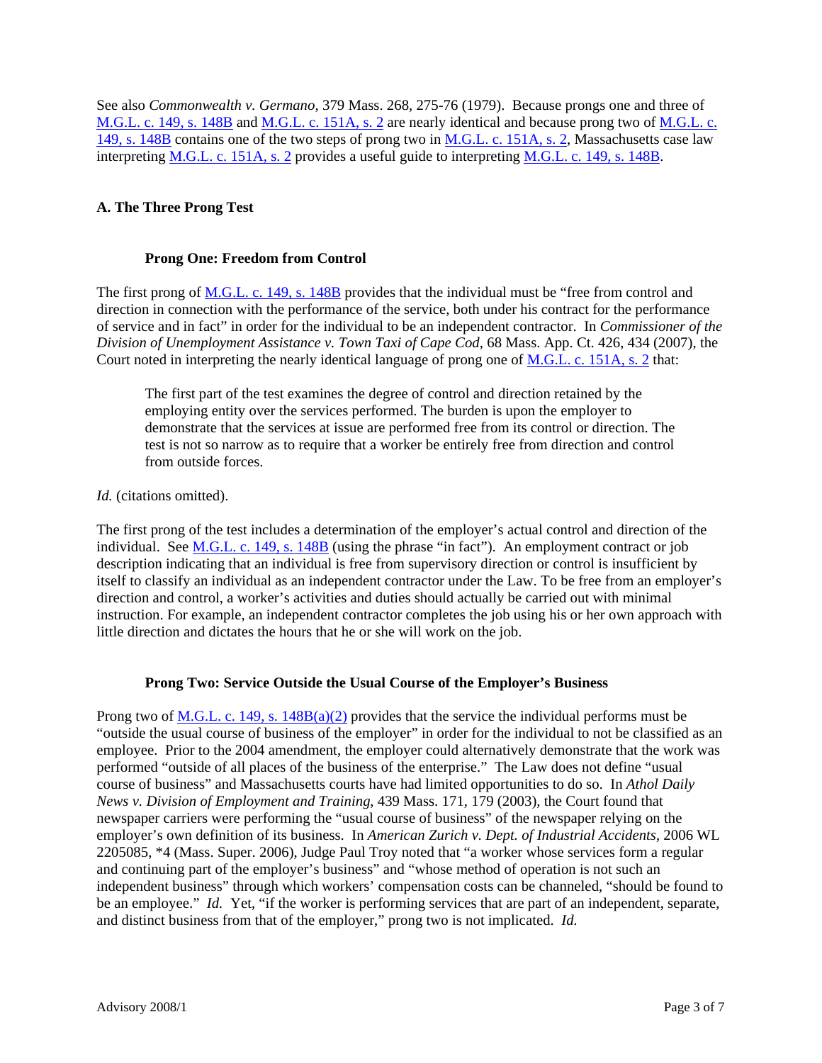See also *Commonwealth v. Germano*, 379 Mass. 268, 275-76 (1979). Because prongs one and three of M.G.L. c. 149, s. 148B and M.G.L. c. 151A, s. 2 are nearly identical and because prong two of M.G.L. c. 149, s. 148B contains one of the two steps of prong two in M.G.L. c. 151A, s. 2, Massachusetts case law interpreting M.G.L. c. 151A, s. 2 provides a useful guide to interpreting M.G.L. c. 149, s. 148B.

### A. The Three Prong Test

#### Prong One: Freedom from Control

The first prong of M.G.L. c. 149, s. 148B provides that the individual must be "free from control and direction in connection with the performance of the service, both under his contract for the performance of service and in fact" in order for the individual to be an independent contractor. In *Commissioner of the Division of Unemployment Assistance v. Town Taxi of Cape Cod*, 68 Mass. App. Ct. 426, 434 (2007), the Court noted in interpreting the nearly identical language of prong one of M.G.L. c. 151A, s. 2 that:

> The first part of the test examines the degree of control and direction retained by the employing entity over the services performed. The burden is upon the employer to demonstrate that the services at issue are performed free from its control or direction. The test is not so narrow as to require that a worker be entirely free from direction and control from outside forces.

*Id.* (citations omitted).

The first prong of the test includes a determination of the employer's actual control and direction of the individual. See M.G.L. c. 149, s. 148B (using the phrase "in fact"). An employment contract or job description indicating that an individual is free from supervisory direction or control is insufficient by itself to classify an individual as an independent contractor under the Law. To be free from an employer's direction and control, a worker's activities and duties should actually be carried out with minimal instruction. For example, an independent contractor completes the job using his or her own approach with little direction and dictates the hours that he or she will work on the job.

#### Prong Two: Service Outside the Usual Course of the Employer's Business

Prong two of M.G.L. c. 149, s. 148B(a)(2) provides that the service the individual performs must be "outside the usual course of business of the employer" in order for the individual to not be classified as an employee. Prior to the 2004 amendment, the employer could alternatively demonstrate that the work was performed "outside of all places of the business of the enterprise." The Law does not define "usual course of business" and Massachusetts courts have had limited opportunities to do so. In *Athol Daily News v. Division of Employment and Training*, 439 Mass. 171, 179 (2003), the Court found that newspaper carriers were performing the "usual course of business" of the newspaper relying on the employer's own definition of its business. In *American Zurich v. Dept. of Industrial Accidents*, 2006 WL 2205085, *4 (Mass. Super. 2006), Judge Paul Troy noted that "a worker whose services form a regular and continuing part of the employer's business" and "whose method of operation is not such an independent business" through which workers' compensation costs can be channeled, "should be found to be an employee." *Id.* Yet, "if the worker is performing services that are part of an independent, separate, and distinct business from that of the employer," prong two is not implicated. *Id.*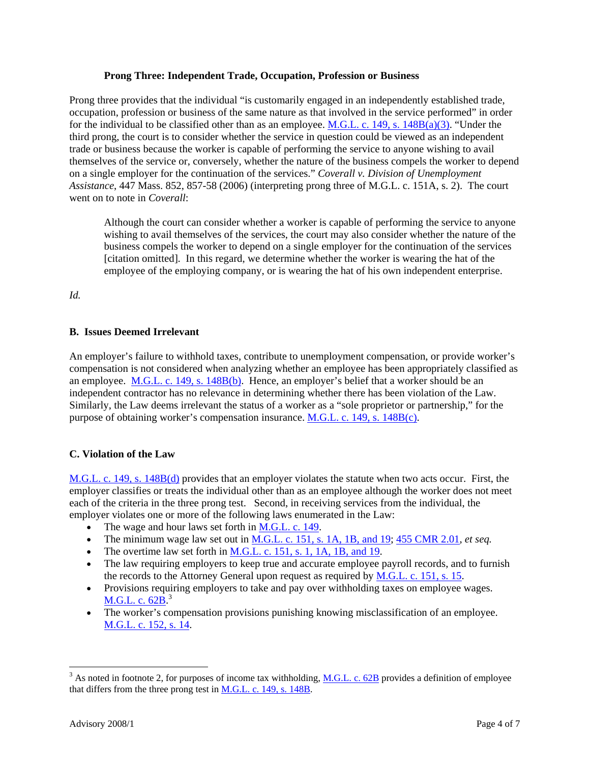**Prong Three: Independent Trade, Occupation, Profession or Business**

Prong three provides that the individual "is customarily engaged in an independently established trade, occupation, profession or business of the same nature as that involved in the service performed" in order for the individual to be classified other than as an employee. M.G.L. c. 149, s. 148B(a)(3). "Under the third prong, the court is to consider whether the service in question could be viewed as an independent trade or business because the worker is capable of performing the service to anyone wishing to avail themselves of the service or, conversely, whether the nature of the business compels the worker to depend on a single employer for the continuation of the services." *Coverall v. Division of Unemployment Assistance*, 447 Mass. 852, 857-58 (2006) (interpreting prong three of M.G.L. c. 151A, s. 2). The court went on to note in *Coverall*:

> Although the court can consider whether a worker is capable of performing the service to anyone wishing to avail themselves of the services, the court may also consider whether the nature of the business compels the worker to depend on a single employer for the continuation of the services [citation omitted]. In this regard, we determine whether the worker is wearing the hat of the employee of the employing company, or is wearing the hat of his own independent enterprise.

*Id.*

## B. Issues Deemed Irrelevant

An employer's failure to withhold taxes, contribute to unemployment compensation, or provide worker's compensation is not considered when analyzing whether an employee has been appropriately classified as an employee. M.G.L. c. 149, s. 148B(b). Hence, an employer's belief that a worker should be an independent contractor has no relevance in determining whether there has been violation of the Law. Similarly, the Law deems irrelevant the status of a worker as a "sole proprietor or partnership," for the purpose of obtaining worker's compensation insurance. M.G.L. c. 149, s. 148B(c).

## C. Violation of the Law

M.G.L. c. 149, s. 148B(d) provides that an employer violates the statute when two acts occur. First, the employer classifies or treats the individual other than as an employee although the worker does not meet each of the criteria in the three prong test. Second, in receiving services from the individual, the employer violates one or more of the following laws enumerated in the Law:

- The wage and hour laws set forth in M.G.L. c. 149.
- The minimum wage law set out in M.G.L. c. 151, s. 1A, 1B, and 19; 455 CMR 2.01, *et seq.*
- The overtime law set forth in M.G.L. c. 151, s. 1, 1A, 1B, and 19.
- The law requiring employers to keep true and accurate employee payroll records, and to furnish the records to the Attorney General upon request as required by M.G.L. c. 151, s. 15.
- Provisions requiring employers to take and pay over withholding taxes on employee wages. M.G.L. c. 62B.[3]
- The worker's compensation provisions punishing knowing misclassification of an employee. M.G.L. c. 152, s. 14.

[3] As noted in footnote 2, for purposes of income tax withholding, M.G.L. c. 62B provides a definition of employee that differs from the three prong test in M.G.L. c. 149, s. 148B.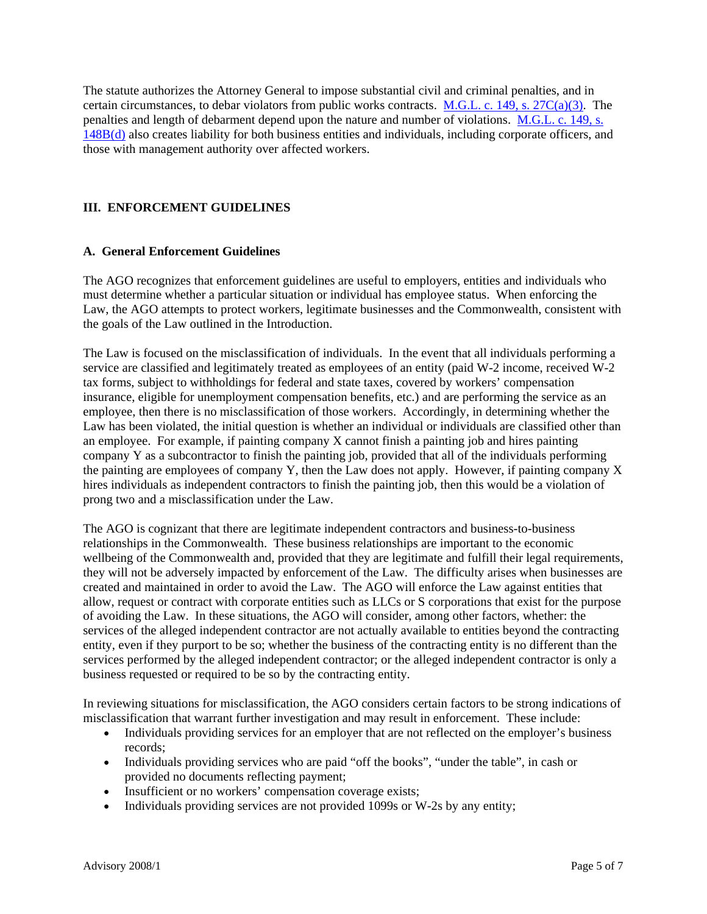The statute authorizes the Attorney General to impose substantial civil and criminal penalties, and in certain circumstances, to debar violators from public works contracts. M.G.L. c. 149, s. 27C(a)(3). The penalties and length of debarment depend upon the nature and number of violations. M.G.L. c. 149, s. 148B(d) also creates liability for both business entities and individuals, including corporate officers, and those with management authority over affected workers.

## III. ENFORCEMENT GUIDELINES

### A. General Enforcement Guidelines

The AGO recognizes that enforcement guidelines are useful to employers, entities and individuals who must determine whether a particular situation or individual has employee status. When enforcing the Law, the AGO attempts to protect workers, legitimate businesses and the Commonwealth, consistent with the goals of the Law outlined in the Introduction.

The Law is focused on the misclassification of individuals. In the event that all individuals performing a service are classified and legitimately treated as employees of an entity (paid W-2 income, received W-2 tax forms, subject to withholdings for federal and state taxes, covered by workers' compensation insurance, eligible for unemployment compensation benefits, etc.) and are performing the service as an employee, then there is no misclassification of those workers. Accordingly, in determining whether the Law has been violated, the initial question is whether an individual or individuals are classified other than an employee. For example, if painting company X cannot finish a painting job and hires painting company Y as a subcontractor to finish the painting job, provided that all of the individuals performing the painting are employees of company Y, then the Law does not apply. However, if painting company X hires individuals as independent contractors to finish the painting job, then this would be a violation of prong two and a misclassification under the Law.

The AGO is cognizant that there are legitimate independent contractors and business-to-business relationships in the Commonwealth. These business relationships are important to the economic wellbeing of the Commonwealth and, provided that they are legitimate and fulfill their legal requirements, they will not be adversely impacted by enforcement of the Law. The difficulty arises when businesses are created and maintained in order to avoid the Law. The AGO will enforce the Law against entities that allow, request or contract with corporate entities such as LLCs or S corporations that exist for the purpose of avoiding the Law. In these situations, the AGO will consider, among other factors, whether: the services of the alleged independent contractor are not actually available to entities beyond the contracting entity, even if they purport to be so; whether the business of the contracting entity is no different than the services performed by the alleged independent contractor; or the alleged independent contractor is only a business requested or required to be so by the contracting entity.

In reviewing situations for misclassification, the AGO considers certain factors to be strong indications of misclassification that warrant further investigation and may result in enforcement. These include:

- Individuals providing services for an employer that are not reflected on the employer's business records;
- Individuals providing services who are paid "off the books", "under the table", in cash or provided no documents reflecting payment;
- Insufficient or no workers' compensation coverage exists;
- Individuals providing services are not provided 1099s or W-2s by any entity;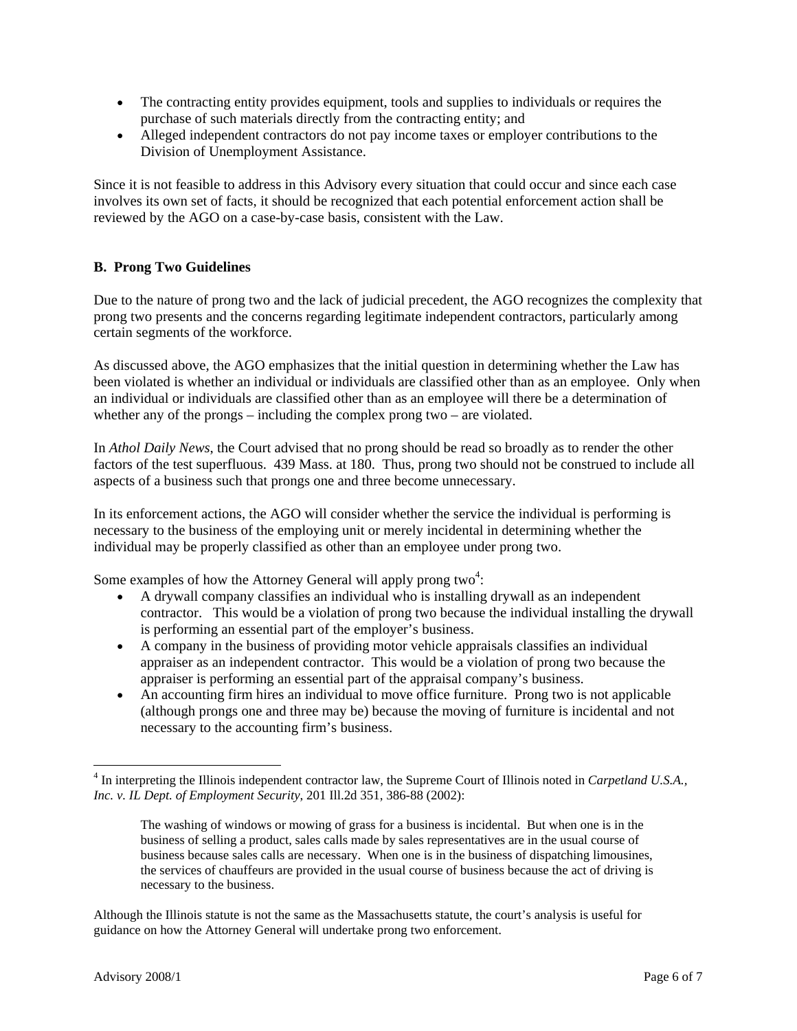- The contracting entity provides equipment, tools and supplies to individuals or requires the purchase of such materials directly from the contracting entity; and
- Alleged independent contractors do not pay income taxes or employer contributions to the Division of Unemployment Assistance.

Since it is not feasible to address in this Advisory every situation that could occur and since each case involves its own set of facts, it should be recognized that each potential enforcement action shall be reviewed by the AGO on a case-by-case basis, consistent with the Law.

### B. Prong Two Guidelines

Due to the nature of prong two and the lack of judicial precedent, the AGO recognizes the complexity that prong two presents and the concerns regarding legitimate independent contractors, particularly among certain segments of the workforce.

As discussed above, the AGO emphasizes that the initial question in determining whether the Law has been violated is whether an individual or individuals are classified other than as an employee. Only when an individual or individuals are classified other than as an employee will there be a determination of whether any of the prongs – including the complex prong two – are violated.

In *Athol Daily News*, the Court advised that no prong should be read so broadly as to render the other factors of the test superfluous. 439 Mass. at 180. Thus, prong two should not be construed to include all aspects of a business such that prongs one and three become unnecessary.

In its enforcement actions, the AGO will consider whether the service the individual is performing is necessary to the business of the employing unit or merely incidental in determining whether the individual may be properly classified as other than an employee under prong two.

Some examples of how the Attorney General will apply prong two[4]:

- A drywall company classifies an individual who is installing drywall as an independent contractor. This would be a violation of prong two because the individual installing the drywall is performing an essential part of the employer's business.
- A company in the business of providing motor vehicle appraisals classifies an individual appraiser as an independent contractor. This would be a violation of prong two because the appraiser is performing an essential part of the appraisal company's business.
- An accounting firm hires an individual to move office furniture. Prong two is not applicable (although prongs one and three may be) because the moving of furniture is incidental and not necessary to the accounting firm's business.

---

[4] In interpreting the Illinois independent contractor law, the Supreme Court of Illinois noted in *Carpetland U.S.A., Inc. v. IL Dept. of Employment Security*, 201 Ill.2d 351, 386-88 (2002):

> The washing of windows or mowing of grass for a business is incidental. But when one is in the business of selling a product, sales calls made by sales representatives are in the usual course of business because sales calls are necessary. When one is in the business of dispatching limousines, the services of chauffeurs are provided in the usual course of business because the act of driving is necessary to the business.

Although the Illinois statute is not the same as the Massachusetts statute, the court's analysis is useful for guidance on how the Attorney General will undertake prong two enforcement.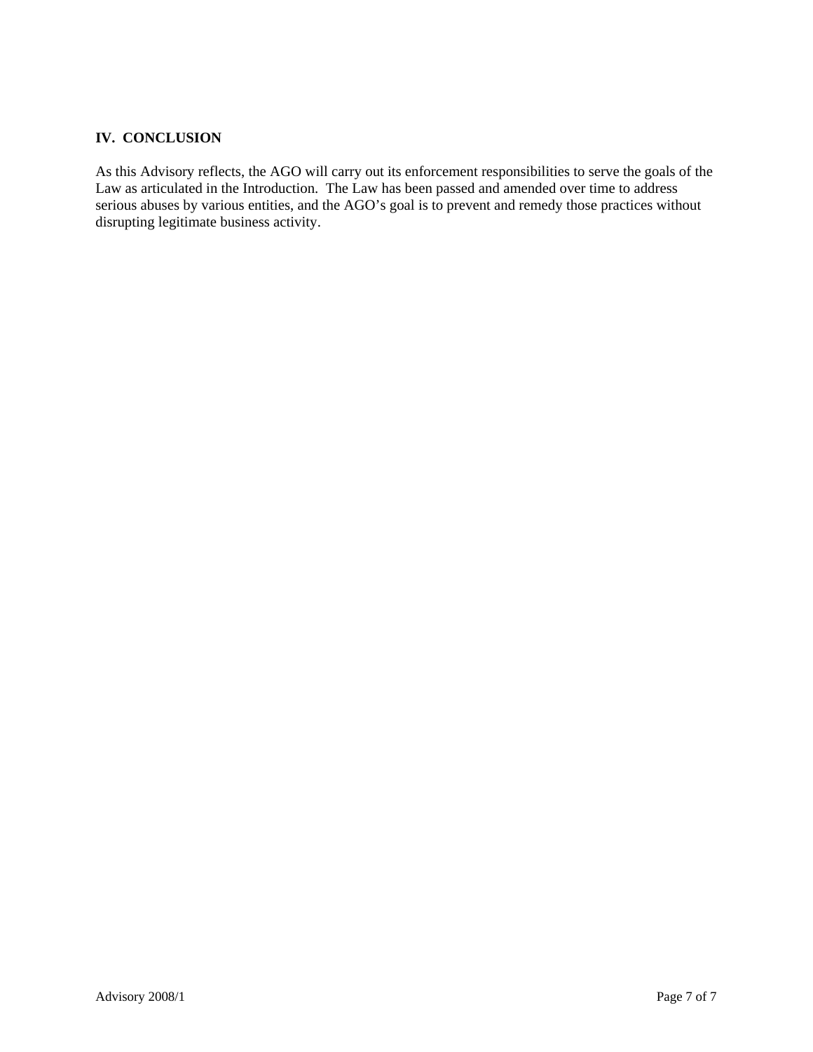## IV. CONCLUSION

As this Advisory reflects, the AGO will carry out its enforcement responsibilities to serve the goals of the Law as articulated in the Introduction. The Law has been passed and amended over time to address serious abuses by various entities, and the AGO's goal is to prevent and remedy those practices without disrupting legitimate business activity.